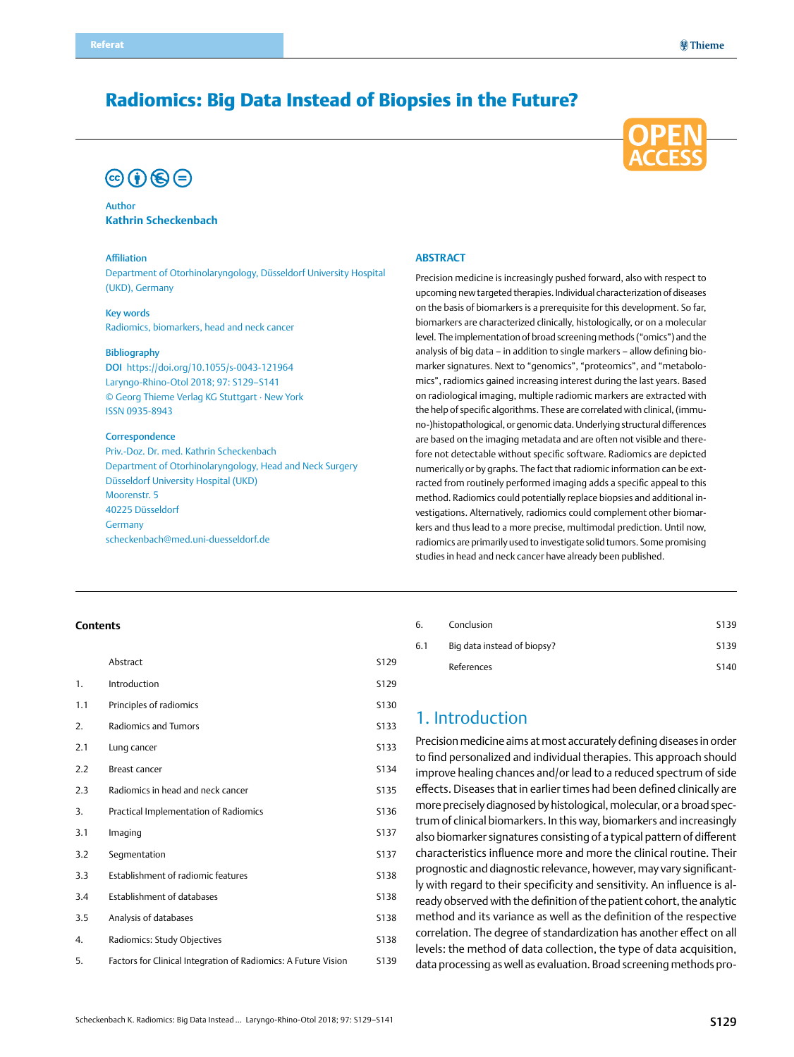Referat

# Radiomics: Big Data Instead of Biopsies in the Future?

**Author**
**Kathrin Scheckenbach**

**Affiliation**
Department of Otorhinolaryngology, Düsseldorf University Hospital (UKD), Germany

**Key words**
Radiomics, biomarkers, head and neck cancer

**Bibliography**
**DOI** https://doi.org/10.1055/s-0043-121964
Laryngo-Rhino-Otol 2018; 97: S129–S141
© Georg Thieme Verlag KG Stuttgart · New York
ISSN 0935-8943

**Correspondence**
Priv.-Doz. Dr. med. Kathrin Scheckenbach
Department of Otorhinolaryngology, Head and Neck Surgery
Düsseldorf University Hospital (UKD)
Moorenstr. 5
40225 Düsseldorf
Germany
scheckenbach@med.uni-duesseldorf.de

## ABSTRACT

Precision medicine is increasingly pushed forward, also with respect to upcoming new targeted therapies. Individual characterization of diseases on the basis of biomarkers is a prerequisite for this development. So far, biomarkers are characterized clinically, histologically, or on a molecular level. The implementation of broad screening methods ("omics") and the analysis of big data – in addition to single markers – allow defining biomarker signatures. Next to "genomics", "proteomics", and "metabolomics", radiomics gained increasing interest during the last years. Based on radiological imaging, multiple radiomic markers are extracted with the help of specific algorithms. These are correlated with clinical, (immuno-)histopathological, or genomic data. Underlying structural differences are based on the imaging metadata and are often not visible and therefore not detectable without specific software. Radiomics are depicted numerically or by graphs. The fact that radiomic information can be extracted from routinely performed imaging adds a specific appeal to this method. Radiomics could potentially replace biopsies and additional investigations. Alternatively, radiomics could complement other biomarkers and thus lead to a more precise, multimodal prediction. Until now, radiomics are primarily used to investigate solid tumors. Some promising studies in head and neck cancer have already been published.

**Contents**

| | | |
|---|---|---|
| | Abstract | S129 |
| 1. | Introduction | S129 |
| 1.1 | Principles of radiomics | S130 |
| 2. | Radiomics and Tumors | S133 |
| 2.1 | Lung cancer | S133 |
| 2.2 | Breast cancer | S134 |
| 2.3 | Radiomics in head and neck cancer | S135 |
| 3. | Practical Implementation of Radiomics | S136 |
| 3.1 | Imaging | S137 |
| 3.2 | Segmentation | S137 |
| 3.3 | Establishment of radiomic features | S138 |
| 3.4 | Establishment of databases | S138 |
| 3.5 | Analysis of databases | S138 |
| 4. | Radiomics: Study Objectives | S138 |
| 5. | Factors for Clinical Integration of Radiomics: A Future Vision | S139 |
| 6. | Conclusion | S139 |
| 6.1 | Big data instead of biopsy? | S139 |
| | References | S140 |

## 1. Introduction

Precision medicine aims at most accurately defining diseases in order to find personalized and individual therapies. This approach should improve healing chances and/or lead to a reduced spectrum of side effects. Diseases that in earlier times had been defined clinically are more precisely diagnosed by histological, molecular, or a broad spectrum of clinical biomarkers. In this way, biomarkers and increasingly also biomarker signatures consisting of a typical pattern of different characteristics influence more and more the clinical routine. Their prognostic and diagnostic relevance, however, may vary significantly with regard to their specificity and sensitivity. An influence is already observed with the definition of the patient cohort, the analytic method and its variance as well as the definition of the respective correlation. The degree of standardization has another effect on all levels: the method of data collection, the type of data acquisition, data processing as well as evaluation. Broad screening methods pro-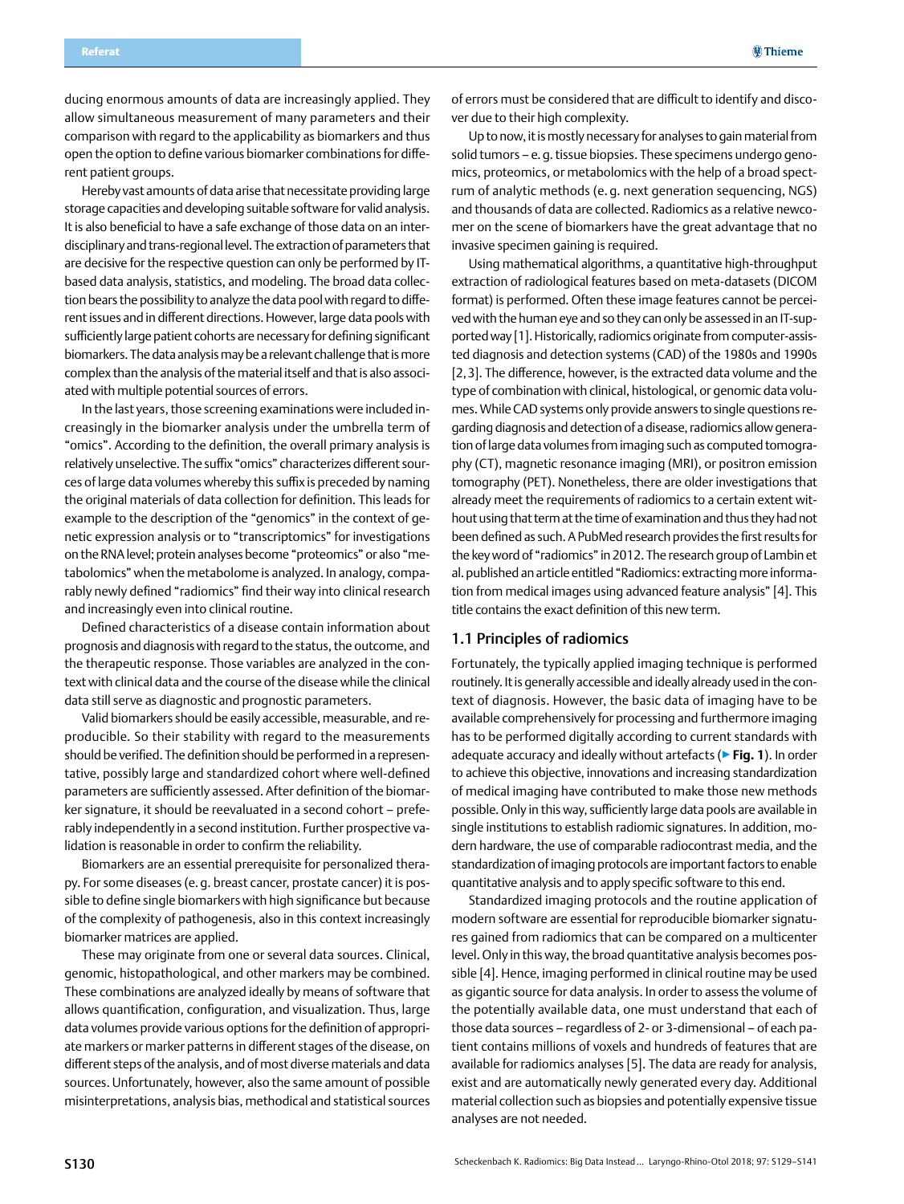ducing enormous amounts of data are increasingly applied. They allow simultaneous measurement of many parameters and their comparison with regard to the applicability as biomarkers and thus open the option to define various biomarker combinations for different patient groups.

Hereby vast amounts of data arise that necessitate providing large storage capacities and developing suitable software for valid analysis. It is also beneficial to have a safe exchange of those data on an interdisciplinary and trans-regional level. The extraction of parameters that are decisive for the respective question can only be performed by IT-based data analysis, statistics, and modeling. The broad data collection bears the possibility to analyze the data pool with regard to different issues and in different directions. However, large data pools with sufficiently large patient cohorts are necessary for defining significant biomarkers. The data analysis may be a relevant challenge that is more complex than the analysis of the material itself and that is also associated with multiple potential sources of errors.

In the last years, those screening examinations were included increasingly in the biomarker analysis under the umbrella term of "omics". According to the definition, the overall primary analysis is relatively unselective. The suffix "omics" characterizes different sources of large data volumes whereby this suffix is preceded by naming the original materials of data collection for definition. This leads for example to the description of the "genomics" in the context of genetic expression analysis or to "transcriptomics" for investigations on the RNA level; protein analyses become "proteomics" or also "metabolomics" when the metabolome is analyzed. In analogy, comparably newly defined "radiomics" find their way into clinical research and increasingly even into clinical routine.

Defined characteristics of a disease contain information about prognosis and diagnosis with regard to the status, the outcome, and the therapeutic response. Those variables are analyzed in the context with clinical data and the course of the disease while the clinical data still serve as diagnostic and prognostic parameters.

Valid biomarkers should be easily accessible, measurable, and reproducible. So their stability with regard to the measurements should be verified. The definition should be performed in a representative, possibly large and standardized cohort where well-defined parameters are sufficiently assessed. After definition of the biomarker signature, it should be reevaluated in a second cohort – preferably independently in a second institution. Further prospective validation is reasonable in order to confirm the reliability.

Biomarkers are an essential prerequisite for personalized therapy. For some diseases (e. g. breast cancer, prostate cancer) it is possible to define single biomarkers with high significance but because of the complexity of pathogenesis, also in this context increasingly biomarker matrices are applied.

These may originate from one or several data sources. Clinical, genomic, histopathological, and other markers may be combined. These combinations are analyzed ideally by means of software that allows quantification, configuration, and visualization. Thus, large data volumes provide various options for the definition of appropriate markers or marker patterns in different stages of the disease, on different steps of the analysis, and of most diverse materials and data sources. Unfortunately, however, also the same amount of possible misinterpretations, analysis bias, methodical and statistical sources of errors must be considered that are difficult to identify and discover due to their high complexity.

Up to now, it is mostly necessary for analyses to gain material from solid tumors – e. g. tissue biopsies. These specimens undergo genomics, proteomics, or metabolomics with the help of a broad spectrum of analytic methods (e. g. next generation sequencing, NGS) and thousands of data are collected. Radiomics as a relative newcomer on the scene of biomarkers have the great advantage that no invasive specimen gaining is required.

Using mathematical algorithms, a quantitative high-throughput extraction of radiological features based on meta-datasets (DICOM format) is performed. Often these image features cannot be perceived with the human eye and so they can only be assessed in an IT-supported way [1]. Historically, radiomics originate from computer-assisted diagnosis and detection systems (CAD) of the 1980s and 1990s [2, 3]. The difference, however, is the extracted data volume and the type of combination with clinical, histological, or genomic data volumes. While CAD systems only provide answers to single questions regarding diagnosis and detection of a disease, radiomics allow generation of large data volumes from imaging such as computed tomography (CT), magnetic resonance imaging (MRI), or positron emission tomography (PET). Nonetheless, there are older investigations that already meet the requirements of radiomics to a certain extent without using that term at the time of examination and thus they had not been defined as such. A PubMed research provides the first results for the key word of "radiomics" in 2012. The research group of Lambin et al. published an article entitled "Radiomics: extracting more information from medical images using advanced feature analysis" [4]. This title contains the exact definition of this new term.

## 1.1 Principles of radiomics

Fortunately, the typically applied imaging technique is performed routinely. It is generally accessible and ideally already used in the context of diagnosis. However, the basic data of imaging have to be available comprehensively for processing and furthermore imaging has to be performed digitally according to current standards with adequate accuracy and ideally without artefacts (▶ **Fig. 1**). In order to achieve this objective, innovations and increasing standardization of medical imaging have contributed to make those new methods possible. Only in this way, sufficiently large data pools are available in single institutions to establish radiomic signatures. In addition, modern hardware, the use of comparable radiocontrast media, and the standardization of imaging protocols are important factors to enable quantitative analysis and to apply specific software to this end.

Standardized imaging protocols and the routine application of modern software are essential for reproducible biomarker signatures gained from radiomics that can be compared on a multicenter level. Only in this way, the broad quantitative analysis becomes possible [4]. Hence, imaging performed in clinical routine may be used as gigantic source for data analysis. In order to assess the volume of the potentially available data, one must understand that each of those data sources – regardless of 2- or 3-dimensional – of each patient contains millions of voxels and hundreds of features that are available for radiomics analyses [5]. The data are ready for analysis, exist and are automatically newly generated every day. Additional material collection such as biopsies and potentially expensive tissue analyses are not needed.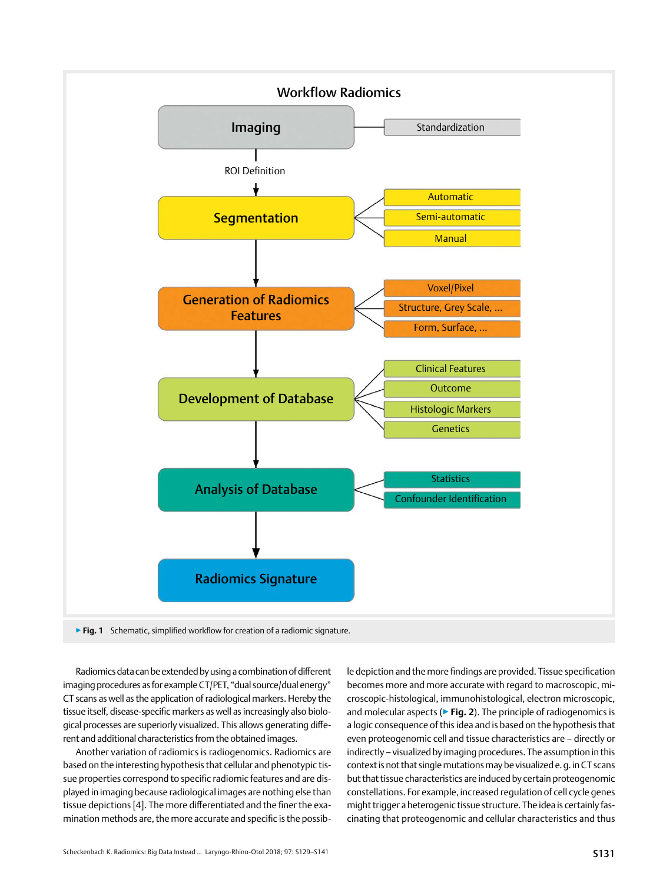**Workflow Radiomics**

- **Imaging** — Standardization
  - ROI Definition
- **Segmentation** — Automatic; Semi-automatic; Manual
- **Generation of Radiomics Features** — Voxel/Pixel; Structure, Grey Scale, ...; Form, Surface, ...
- **Development of Database** — Clinical Features; Outcome; Histologic Markers; Genetics
- **Analysis of Database** — Statistics; Confounder Identification
- **Radiomics Signature**

▶ **Fig. 1** Schematic, simplified workflow for creation of a radiomic signature.

Radiomics data can be extended by using a combination of different imaging procedures as for example CT/PET, "dual source/dual energy" CT scans as well as the application of radiological markers. Hereby the tissue itself, disease-specific markers as well as increasingly also biological processes are superiorly visualized. This allows generating different and additional characteristics from the obtained images.

Another variation of radiomics is radiogenomics. Radiomics are based on the interesting hypothesis that cellular and phenotypic tissue properties correspond to specific radiomic features and are displayed in imaging because radiological images are nothing else than tissue depictions [4]. The more differentiated and the finer the examination methods are, the more accurate and specific is the possible depiction and the more findings are provided. Tissue specification becomes more and more accurate with regard to macroscopic, microscopic-histological, immunohistological, electron microscopic, and molecular aspects (▶ **Fig. 2**). The principle of radiogenomics is a logic consequence of this idea and is based on the hypothesis that even proteogenomic cell and tissue characteristics are – directly or indirectly – visualized by imaging procedures. The assumption in this context is not that single mutations may be visualized e. g. in CT scans but that tissue characteristics are induced by certain proteogenomic constellations. For example, increased regulation of cell cycle genes might trigger a heterogenic tissue structure. The idea is certainly fascinating that proteogenomic and cellular characteristics and thus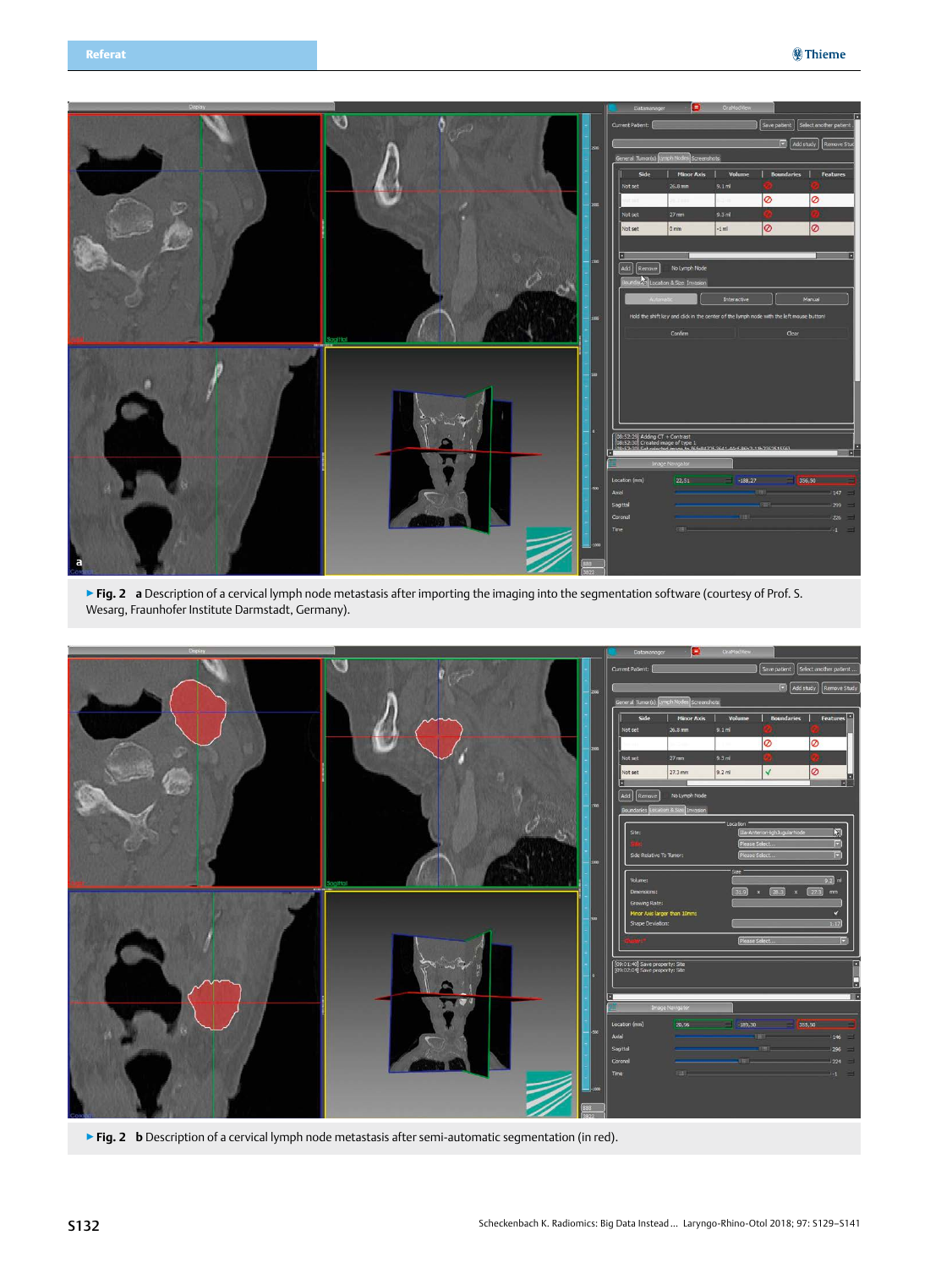▸ **Fig. 2** **a** Description of a cervical lymph node metastasis after importing the imaging into the segmentation software (courtesy of Prof. S. Wesarg, Fraunhofer Institute Darmstadt, Germany).

▸ **Fig. 2** **b** Description of a cervical lymph node metastasis after semi-automatic segmentation (in red).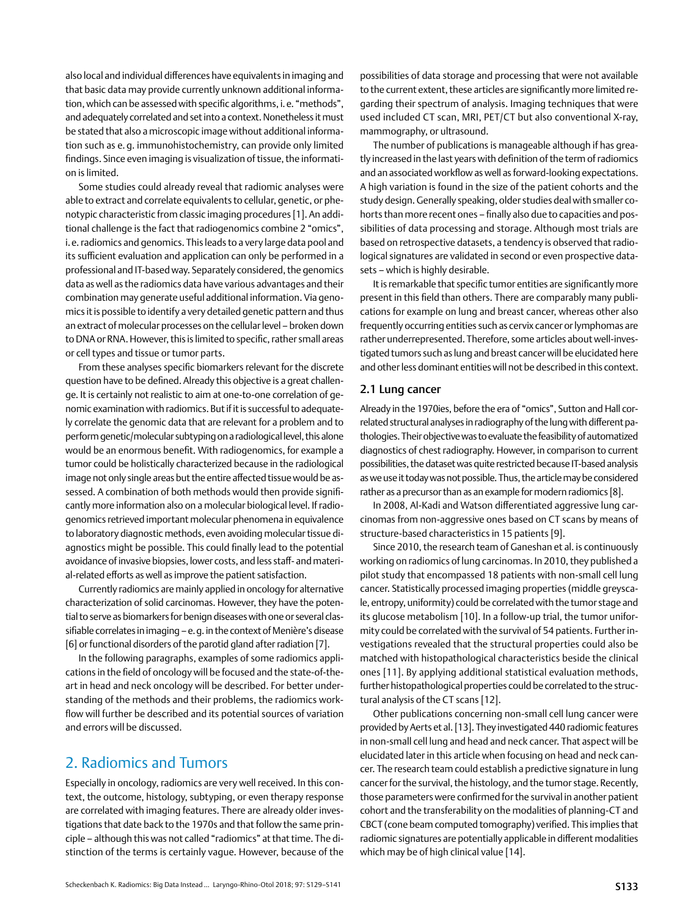also local and individual differences have equivalents in imaging and that basic data may provide currently unknown additional information, which can be assessed with specific algorithms, i. e. "methods", and adequately correlated and set into a context. Nonetheless it must be stated that also a microscopic image without additional information such as e. g. immunohistochemistry, can provide only limited findings. Since even imaging is visualization of tissue, the information is limited.

Some studies could already reveal that radiomic analyses were able to extract and correlate equivalents to cellular, genetic, or phenotypic characteristic from classic imaging procedures [1]. An additional challenge is the fact that radiogenomics combine 2 "omics", i. e. radiomics and genomics. This leads to a very large data pool and its sufficient evaluation and application can only be performed in a professional and IT-based way. Separately considered, the genomics data as well as the radiomics data have various advantages and their combination may generate useful additional information. Via genomics it is possible to identify a very detailed genetic pattern and thus an extract of molecular processes on the cellular level – broken down to DNA or RNA. However, this is limited to specific, rather small areas or cell types and tissue or tumor parts.

From these analyses specific biomarkers relevant for the discrete question have to be defined. Already this objective is a great challenge. It is certainly not realistic to aim at one-to-one correlation of genomic examination with radiomics. But if it is successful to adequately correlate the genomic data that are relevant for a problem and to perform genetic/molecular subtyping on a radiological level, this alone would be an enormous benefit. With radiogenomics, for example a tumor could be holistically characterized because in the radiological image not only single areas but the entire affected tissue would be assessed. A combination of both methods would then provide significantly more information also on a molecular biological level. If radiogenomics retrieved important molecular phenomena in equivalence to laboratory diagnostic methods, even avoiding molecular tissue diagnostics might be possible. This could finally lead to the potential avoidance of invasive biopsies, lower costs, and less staff- and material-related efforts as well as improve the patient satisfaction.

Currently radiomics are mainly applied in oncology for alternative characterization of solid carcinomas. However, they have the potential to serve as biomarkers for benign diseases with one or several classifiable correlates in imaging – e. g. in the context of Menière's disease [6] or functional disorders of the parotid gland after radiation [7].

In the following paragraphs, examples of some radiomics applications in the field of oncology will be focused and the state-of-the-art in head and neck oncology will be described. For better understanding of the methods and their problems, the radiomics workflow will further be described and its potential sources of variation and errors will be discussed.

# 2. Radiomics and Tumors

Especially in oncology, radiomics are very well received. In this context, the outcome, histology, subtyping, or even therapy response are correlated with imaging features. There are already older investigations that date back to the 1970s and that follow the same principle – although this was not called "radiomics" at that time. The distinction of the terms is certainly vague. However, because of the possibilities of data storage and processing that were not available to the current extent, these articles are significantly more limited regarding their spectrum of analysis. Imaging techniques that were used included CT scan, MRI, PET/CT but also conventional X-ray, mammography, or ultrasound.

The number of publications is manageable although if has greatly increased in the last years with definition of the term of radiomics and an associated workflow as well as forward-looking expectations. A high variation is found in the size of the patient cohorts and the study design. Generally speaking, older studies deal with smaller cohorts than more recent ones – finally also due to capacities and possibilities of data processing and storage. Although most trials are based on retrospective datasets, a tendency is observed that radiological signatures are validated in second or even prospective datasets – which is highly desirable.

It is remarkable that specific tumor entities are significantly more present in this field than others. There are comparably many publications for example on lung and breast cancer, whereas other also frequently occurring entities such as cervix cancer or lymphomas are rather underrepresented. Therefore, some articles about well-investigated tumors such as lung and breast cancer will be elucidated here and other less dominant entities will not be described in this context.

## 2.1 Lung cancer

Already in the 1970ies, before the era of "omics", Sutton and Hall correlated structural analyses in radiography of the lung with different pathologies. Their objective was to evaluate the feasibility of automatized diagnostics of chest radiography. However, in comparison to current possibilities, the dataset was quite restricted because IT-based analysis as we use it today was not possible. Thus, the article may be considered rather as a precursor than as an example for modern radiomics [8].

In 2008, Al-Kadi and Watson differentiated aggressive lung carcinomas from non-aggressive ones based on CT scans by means of structure-based characteristics in 15 patients [9].

Since 2010, the research team of Ganeshan et al. is continuously working on radiomics of lung carcinomas. In 2010, they published a pilot study that encompassed 18 patients with non-small cell lung cancer. Statistically processed imaging properties (middle greyscale, entropy, uniformity) could be correlated with the tumor stage and its glucose metabolism [10]. In a follow-up trial, the tumor uniformity could be correlated with the survival of 54 patients. Further investigations revealed that the structural properties could also be matched with histopathological characteristics beside the clinical ones [11]. By applying additional statistical evaluation methods, further histopathological properties could be correlated to the structural analysis of the CT scans [12].

Other publications concerning non-small cell lung cancer were provided by Aerts et al. [13]. They investigated 440 radiomic features in non-small cell lung and head and neck cancer. That aspect will be elucidated later in this article when focusing on head and neck cancer. The research team could establish a predictive signature in lung cancer for the survival, the histology, and the tumor stage. Recently, those parameters were confirmed for the survival in another patient cohort and the transferability on the modalities of planning-CT and CBCT (cone beam computed tomography) verified. This implies that radiomic signatures are potentially applicable in different modalities which may be of high clinical value [14].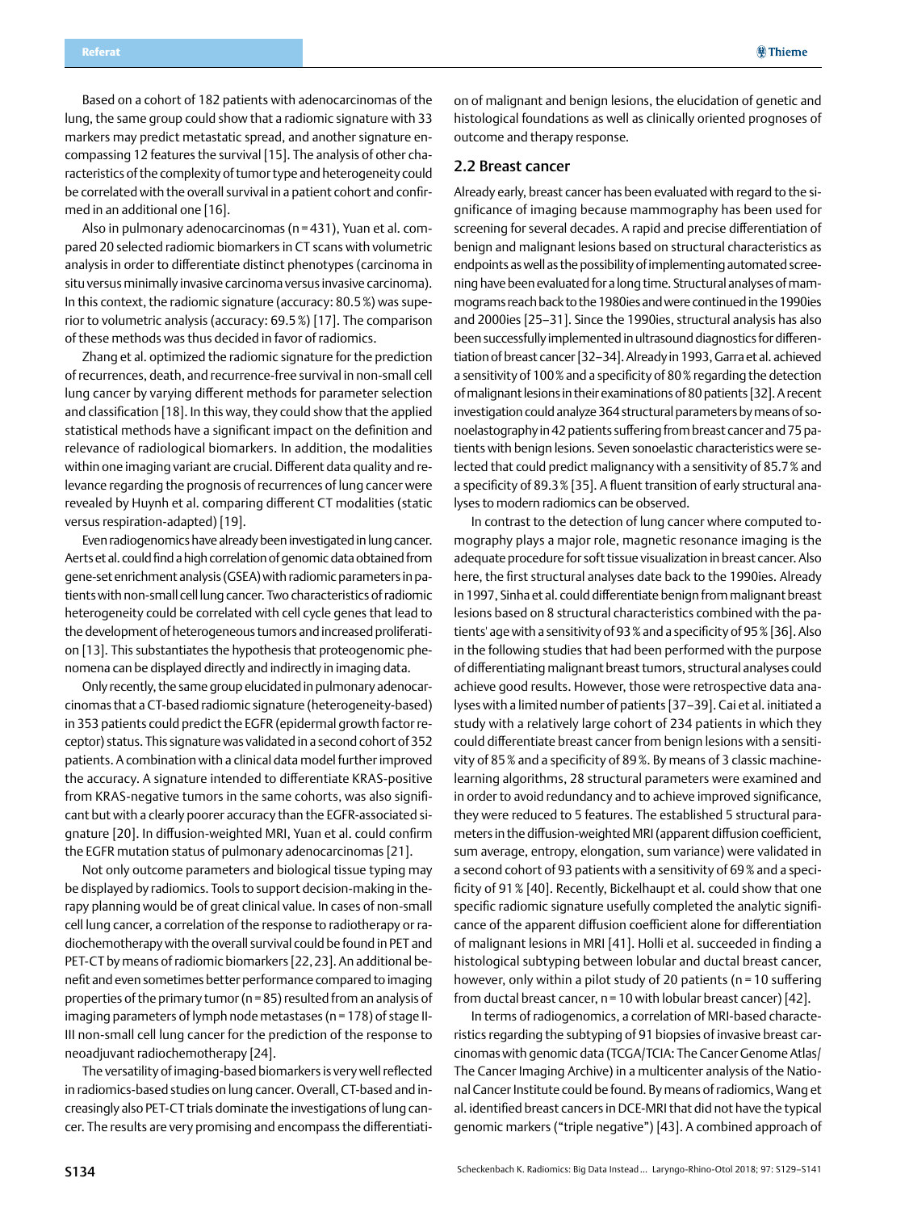Based on a cohort of 182 patients with adenocarcinomas of the lung, the same group could show that a radiomic signature with 33 markers may predict metastatic spread, and another signature encompassing 12 features the survival [15]. The analysis of other characteristics of the complexity of tumor type and heterogeneity could be correlated with the overall survival in a patient cohort and confirmed in an additional one [16].

Also in pulmonary adenocarcinomas (n = 431), Yuan et al. compared 20 selected radiomic biomarkers in CT scans with volumetric analysis in order to differentiate distinct phenotypes (carcinoma in situ versus minimally invasive carcinoma versus invasive carcinoma). In this context, the radiomic signature (accuracy: 80.5 %) was superior to volumetric analysis (accuracy: 69.5 %) [17]. The comparison of these methods was thus decided in favor of radiomics.

Zhang et al. optimized the radiomic signature for the prediction of recurrences, death, and recurrence-free survival in non-small cell lung cancer by varying different methods for parameter selection and classification [18]. In this way, they could show that the applied statistical methods have a significant impact on the definition and relevance of radiological biomarkers. In addition, the modalities within one imaging variant are crucial. Different data quality and relevance regarding the prognosis of recurrences of lung cancer were revealed by Huynh et al. comparing different CT modalities (static versus respiration-adapted) [19].

Even radiogenomics have already been investigated in lung cancer. Aerts et al. could find a high correlation of genomic data obtained from gene-set enrichment analysis (GSEA) with radiomic parameters in patients with non-small cell lung cancer. Two characteristics of radiomic heterogeneity could be correlated with cell cycle genes that lead to the development of heterogeneous tumors and increased proliferation [13]. This substantiates the hypothesis that proteogenomic phenomena can be displayed directly and indirectly in imaging data.

Only recently, the same group elucidated in pulmonary adenocarcinomas that a CT-based radiomic signature (heterogeneity-based) in 353 patients could predict the EGFR (epidermal growth factor receptor) status. This signature was validated in a second cohort of 352 patients. A combination with a clinical data model further improved the accuracy. A signature intended to differentiate KRAS-positive from KRAS-negative tumors in the same cohorts, was also significant but with a clearly poorer accuracy than the EGFR-associated signature [20]. In diffusion-weighted MRI, Yuan et al. could confirm the EGFR mutation status of pulmonary adenocarcinomas [21].

Not only outcome parameters and biological tissue typing may be displayed by radiomics. Tools to support decision-making in therapy planning would be of great clinical value. In cases of non-small cell lung cancer, a correlation of the response to radiotherapy or radiochemotherapy with the overall survival could be found in PET and PET-CT by means of radiomic biomarkers [22, 23]. An additional benefit and even sometimes better performance compared to imaging properties of the primary tumor (n = 85) resulted from an analysis of imaging parameters of lymph node metastases (n = 178) of stage II-III non-small cell lung cancer for the prediction of the response to neoadjuvant radiochemotherapy [24].

The versatility of imaging-based biomarkers is very well reflected in radiomics-based studies on lung cancer. Overall, CT-based and increasingly also PET-CT trials dominate the investigations of lung cancer. The results are very promising and encompass the differentiation of malignant and benign lesions, the elucidation of genetic and histological foundations as well as clinically oriented prognoses of outcome and therapy response.

## 2.2 Breast cancer

Already early, breast cancer has been evaluated with regard to the significance of imaging because mammography has been used for screening for several decades. A rapid and precise differentiation of benign and malignant lesions based on structural characteristics as endpoints as well as the possibility of implementing automated screening have been evaluated for a long time. Structural analyses of mammograms reach back to the 1980ies and were continued in the 1990ies and 2000ies [25–31]. Since the 1990ies, structural analysis has also been successfully implemented in ultrasound diagnostics for differentiation of breast cancer [32–34]. Already in 1993, Garra et al. achieved a sensitivity of 100 % and a specificity of 80 % regarding the detection of malignant lesions in their examinations of 80 patients [32]. A recent investigation could analyze 364 structural parameters by means of sonoelastography in 42 patients suffering from breast cancer and 75 patients with benign lesions. Seven sonoelastic characteristics were selected that could predict malignancy with a sensitivity of 85.7 % and a specificity of 89.3 % [35]. A fluent transition of early structural analyses to modern radiomics can be observed.

In contrast to the detection of lung cancer where computed tomography plays a major role, magnetic resonance imaging is the adequate procedure for soft tissue visualization in breast cancer. Also here, the first structural analyses date back to the 1990ies. Already in 1997, Sinha et al. could differentiate benign from malignant breast lesions based on 8 structural characteristics combined with the patients' age with a sensitivity of 93 % and a specificity of 95 % [36]. Also in the following studies that had been performed with the purpose of differentiating malignant breast tumors, structural analyses could achieve good results. However, those were retrospective data analyses with a limited number of patients [37–39]. Cai et al. initiated a study with a relatively large cohort of 234 patients in which they could differentiate breast cancer from benign lesions with a sensitivity of 85 % and a specificity of 89 %. By means of 3 classic machine-learning algorithms, 28 structural parameters were examined and in order to avoid redundancy and to achieve improved significance, they were reduced to 5 features. The established 5 structural parameters in the diffusion-weighted MRI (apparent diffusion coefficient, sum average, entropy, elongation, sum variance) were validated in a second cohort of 93 patients with a sensitivity of 69 % and a specificity of 91 % [40]. Recently, Bickelhaupt et al. could show that one specific radiomic signature usefully completed the analytic significance of the apparent diffusion coefficient alone for differentiation of malignant lesions in MRI [41]. Holli et al. succeeded in finding a histological subtyping between lobular and ductal breast cancer, however, only within a pilot study of 20 patients (n = 10 suffering from ductal breast cancer, n = 10 with lobular breast cancer) [42].

In terms of radiogenomics, a correlation of MRI-based characteristics regarding the subtyping of 91 biopsies of invasive breast carcinomas with genomic data (TCGA/TCIA: The Cancer Genome Atlas/The Cancer Imaging Archive) in a multicenter analysis of the National Cancer Institute could be found. By means of radiomics, Wang et al. identified breast cancers in DCE-MRI that did not have the typical genomic markers ("triple negative") [43]. A combined approach of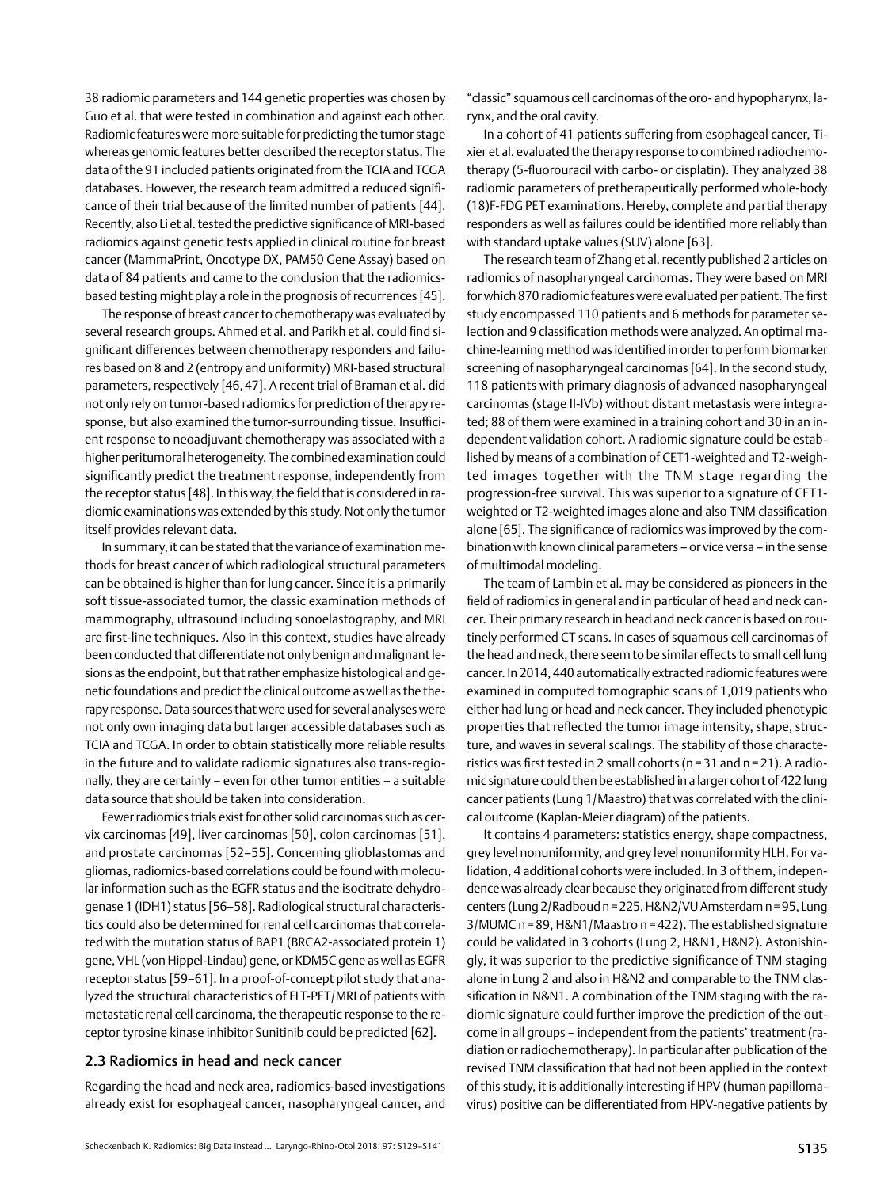38 radiomic parameters and 144 genetic properties was chosen by Guo et al. that were tested in combination and against each other. Radiomic features were more suitable for predicting the tumor stage whereas genomic features better described the receptor status. The data of the 91 included patients originated from the TCIA and TCGA databases. However, the research team admitted a reduced significance of their trial because of the limited number of patients [44]. Recently, also Li et al. tested the predictive significance of MRI-based radiomics against genetic tests applied in clinical routine for breast cancer (MammaPrint, Oncotype DX, PAM50 Gene Assay) based on data of 84 patients and came to the conclusion that the radiomics-based testing might play a role in the prognosis of recurrences [45].

The response of breast cancer to chemotherapy was evaluated by several research groups. Ahmed et al. and Parikh et al. could find significant differences between chemotherapy responders and failures based on 8 and 2 (entropy and uniformity) MRI-based structural parameters, respectively [46, 47]. A recent trial of Braman et al. did not only rely on tumor-based radiomics for prediction of therapy response, but also examined the tumor-surrounding tissue. Insufficient response to neoadjuvant chemotherapy was associated with a higher peritumoral heterogeneity. The combined examination could significantly predict the treatment response, independently from the receptor status [48]. In this way, the field that is considered in radiomic examinations was extended by this study. Not only the tumor itself provides relevant data.

In summary, it can be stated that the variance of examination methods for breast cancer of which radiological structural parameters can be obtained is higher than for lung cancer. Since it is a primarily soft tissue-associated tumor, the classic examination methods of mammography, ultrasound including sonoelastography, and MRI are first-line techniques. Also in this context, studies have already been conducted that differentiate not only benign and malignant lesions as the endpoint, but that rather emphasize histological and genetic foundations and predict the clinical outcome as well as the therapy response. Data sources that were used for several analyses were not only own imaging data but larger accessible databases such as TCIA and TCGA. In order to obtain statistically more reliable results in the future and to validate radiomic signatures also trans-regionally, they are certainly – even for other tumor entities – a suitable data source that should be taken into consideration.

Fewer radiomics trials exist for other solid carcinomas such as cervix carcinomas [49], liver carcinomas [50], colon carcinomas [51], and prostate carcinomas [52–55]. Concerning glioblastomas and gliomas, radiomics-based correlations could be found with molecular information such as the EGFR status and the isocitrate dehydrogenase 1 (IDH1) status [56–58]. Radiological structural characteristics could also be determined for renal cell carcinomas that correlated with the mutation status of BAP1 (BRCA2-associated protein 1) gene, VHL (von Hippel-Lindau) gene, or KDM5C gene as well as EGFR receptor status [59–61]. In a proof-of-concept pilot study that analyzed the structural characteristics of FLT-PET/MRI of patients with metastatic renal cell carcinoma, the therapeutic response to the receptor tyrosine kinase inhibitor Sunitinib could be predicted [62].

## 2.3 Radiomics in head and neck cancer

Regarding the head and neck area, radiomics-based investigations already exist for esophageal cancer, nasopharyngeal cancer, and "classic" squamous cell carcinomas of the oro- and hypopharynx, larynx, and the oral cavity.

In a cohort of 41 patients suffering from esophageal cancer, Tixier et al. evaluated the therapy response to combined radiochemotherapy (5-fluorouracil with carbo- or cisplatin). They analyzed 38 radiomic parameters of pretherapeutically performed whole-body (18)F-FDG PET examinations. Hereby, complete and partial therapy responders as well as failures could be identified more reliably than with standard uptake values (SUV) alone [63].

The research team of Zhang et al. recently published 2 articles on radiomics of nasopharyngeal carcinomas. They were based on MRI for which 870 radiomic features were evaluated per patient. The first study encompassed 110 patients and 6 methods for parameter selection and 9 classification methods were analyzed. An optimal machine-learning method was identified in order to perform biomarker screening of nasopharyngeal carcinomas [64]. In the second study, 118 patients with primary diagnosis of advanced nasopharyngeal carcinomas (stage II-IVb) without distant metastasis were integrated; 88 of them were examined in a training cohort and 30 in an independent validation cohort. A radiomic signature could be established by means of a combination of CET1-weighted and T2-weighted images together with the TNM stage regarding the progression-free survival. This was superior to a signature of CET1-weighted or T2-weighted images alone and also TNM classification alone [65]. The significance of radiomics was improved by the combination with known clinical parameters – or vice versa – in the sense of multimodal modeling.

The team of Lambin et al. may be considered as pioneers in the field of radiomics in general and in particular of head and neck cancer. Their primary research in head and neck cancer is based on routinely performed CT scans. In cases of squamous cell carcinomas of the head and neck, there seem to be similar effects to small cell lung cancer. In 2014, 440 automatically extracted radiomic features were examined in computed tomographic scans of 1,019 patients who either had lung or head and neck cancer. They included phenotypic properties that reflected the tumor image intensity, shape, structure, and waves in several scalings. The stability of those characteristics was first tested in 2 small cohorts (n = 31 and n = 21). A radiomic signature could then be established in a larger cohort of 422 lung cancer patients (Lung 1/Maastro) that was correlated with the clinical outcome (Kaplan-Meier diagram) of the patients.

It contains 4 parameters: statistics energy, shape compactness, grey level nonuniformity, and grey level nonuniformity HLH. For validation, 4 additional cohorts were included. In 3 of them, independence was already clear because they originated from different study centers (Lung 2/Radboud n = 225, H&N2/VU Amsterdam n = 95, Lung 3/MUMC n = 89, H&N1/Maastro n = 422). The established signature could be validated in 3 cohorts (Lung 2, H&N1, H&N2). Astonishingly, it was superior to the predictive significance of TNM staging alone in Lung 2 and also in H&N2 and comparable to the TNM classification in N&N1. A combination of the TNM staging with the radiomic signature could further improve the prediction of the outcome in all groups – independent from the patients' treatment (radiation or radiochemotherapy). In particular after publication of the revised TNM classification that had not been applied in the context of this study, it is additionally interesting if HPV (human papillomavirus) positive can be differentiated from HPV-negative patients by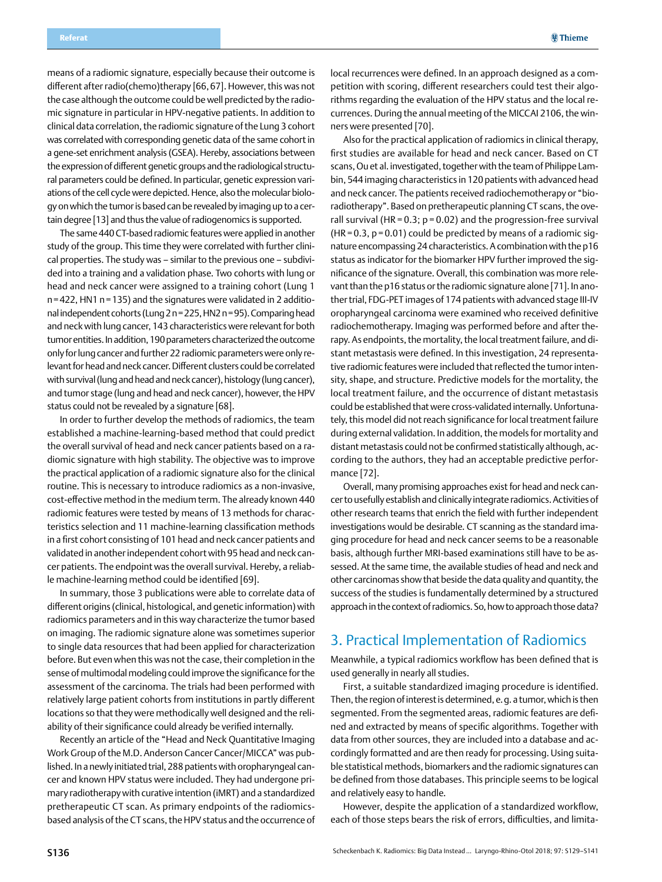means of a radiomic signature, especially because their outcome is different after radio(chemo)therapy [66, 67]. However, this was not the case although the outcome could be well predicted by the radiomic signature in particular in HPV-negative patients. In addition to clinical data correlation, the radiomic signature of the Lung 3 cohort was correlated with corresponding genetic data of the same cohort in a gene-set enrichment analysis (GSEA). Hereby, associations between the expression of different genetic groups and the radiological structural parameters could be defined. In particular, genetic expression variations of the cell cycle were depicted. Hence, also the molecular biology on which the tumor is based can be revealed by imaging up to a certain degree [13] and thus the value of radiogenomics is supported.

The same 440 CT-based radiomic features were applied in another study of the group. This time they were correlated with further clinical properties. The study was – similar to the previous one – subdivided into a training and a validation phase. Two cohorts with lung or head and neck cancer were assigned to a training cohort (Lung 1 n = 422, HN1 n = 135) and the signatures were validated in 2 additional independent cohorts (Lung 2 n = 225, HN2 n = 95). Comparing head and neck with lung cancer, 143 characteristics were relevant for both tumor entities. In addition, 190 parameters characterized the outcome only for lung cancer and further 22 radiomic parameters were only relevant for head and neck cancer. Different clusters could be correlated with survival (lung and head and neck cancer), histology (lung cancer), and tumor stage (lung and head and neck cancer), however, the HPV status could not be revealed by a signature [68].

In order to further develop the methods of radiomics, the team established a machine-learning-based method that could predict the overall survival of head and neck cancer patients based on a radiomic signature with high stability. The objective was to improve the practical application of a radiomic signature also for the clinical routine. This is necessary to introduce radiomics as a non-invasive, cost-effective method in the medium term. The already known 440 radiomic features were tested by means of 13 methods for characteristics selection and 11 machine-learning classification methods in a first cohort consisting of 101 head and neck cancer patients and validated in another independent cohort with 95 head and neck cancer patients. The endpoint was the overall survival. Hereby, a reliable machine-learning method could be identified [69].

In summary, those 3 publications were able to correlate data of different origins (clinical, histological, and genetic information) with radiomics parameters and in this way characterize the tumor based on imaging. The radiomic signature alone was sometimes superior to single data resources that had been applied for characterization before. But even when this was not the case, their completion in the sense of multimodal modeling could improve the significance for the assessment of the carcinoma. The trials had been performed with relatively large patient cohorts from institutions in partly different locations so that they were methodically well designed and the reliability of their significance could already be verified internally.

Recently an article of the “Head and Neck Quantitative Imaging Work Group of the M.D. Anderson Cancer Cancer/MICCA” was published. In a newly initiated trial, 288 patients with oropharyngeal cancer and known HPV status were included. They had undergone primary radiotherapy with curative intention (iMRT) and a standardized pretherapeutic CT scan. As primary endpoints of the radiomics-based analysis of the CT scans, the HPV status and the occurrence of local recurrences were defined. In an approach designed as a competition with scoring, different researchers could test their algorithms regarding the evaluation of the HPV status and the local recurrences. During the annual meeting of the MICCAI 2106, the winners were presented [70].

Also for the practical application of radiomics in clinical therapy, first studies are available for head and neck cancer. Based on CT scans, Ou et al. investigated, together with the team of Philippe Lambin, 544 imaging characteristics in 120 patients with advanced head and neck cancer. The patients received radiochemotherapy or “bioradiotherapy”. Based on pretherapeutic planning CT scans, the overall survival (HR = 0.3; p = 0.02) and the progression-free survival (HR = 0.3, p = 0.01) could be predicted by means of a radiomic signature encompassing 24 characteristics. A combination with the p16 status as indicator for the biomarker HPV further improved the significance of the signature. Overall, this combination was more relevant than the p16 status or the radiomic signature alone [71]. In another trial, FDG-PET images of 174 patients with advanced stage III-IV oropharyngeal carcinoma were examined who received definitive radiochemotherapy. Imaging was performed before and after therapy. As endpoints, the mortality, the local treatment failure, and distant metastasis were defined. In this investigation, 24 representative radiomic features were included that reflected the tumor intensity, shape, and structure. Predictive models for the mortality, the local treatment failure, and the occurrence of distant metastasis could be established that were cross-validated internally. Unfortunately, this model did not reach significance for local treatment failure during external validation. In addition, the models for mortality and distant metastasis could not be confirmed statistically although, according to the authors, they had an acceptable predictive performance [72].

Overall, many promising approaches exist for head and neck cancer to usefully establish and clinically integrate radiomics. Activities of other research teams that enrich the field with further independent investigations would be desirable. CT scanning as the standard imaging procedure for head and neck cancer seems to be a reasonable basis, although further MRI-based examinations still have to be assessed. At the same time, the available studies of head and neck and other carcinomas show that beside the data quality and quantity, the success of the studies is fundamentally determined by a structured approach in the context of radiomics. So, how to approach those data?

## 3. Practical Implementation of Radiomics

Meanwhile, a typical radiomics workflow has been defined that is used generally in nearly all studies.

First, a suitable standardized imaging procedure is identified. Then, the region of interest is determined, e. g. a tumor, which is then segmented. From the segmented areas, radiomic features are defined and extracted by means of specific algorithms. Together with data from other sources, they are included into a database and accordingly formatted and are then ready for processing. Using suitable statistical methods, biomarkers and the radiomic signatures can be defined from those databases. This principle seems to be logical and relatively easy to handle.

However, despite the application of a standardized workflow, each of those steps bears the risk of errors, difficulties, and limita-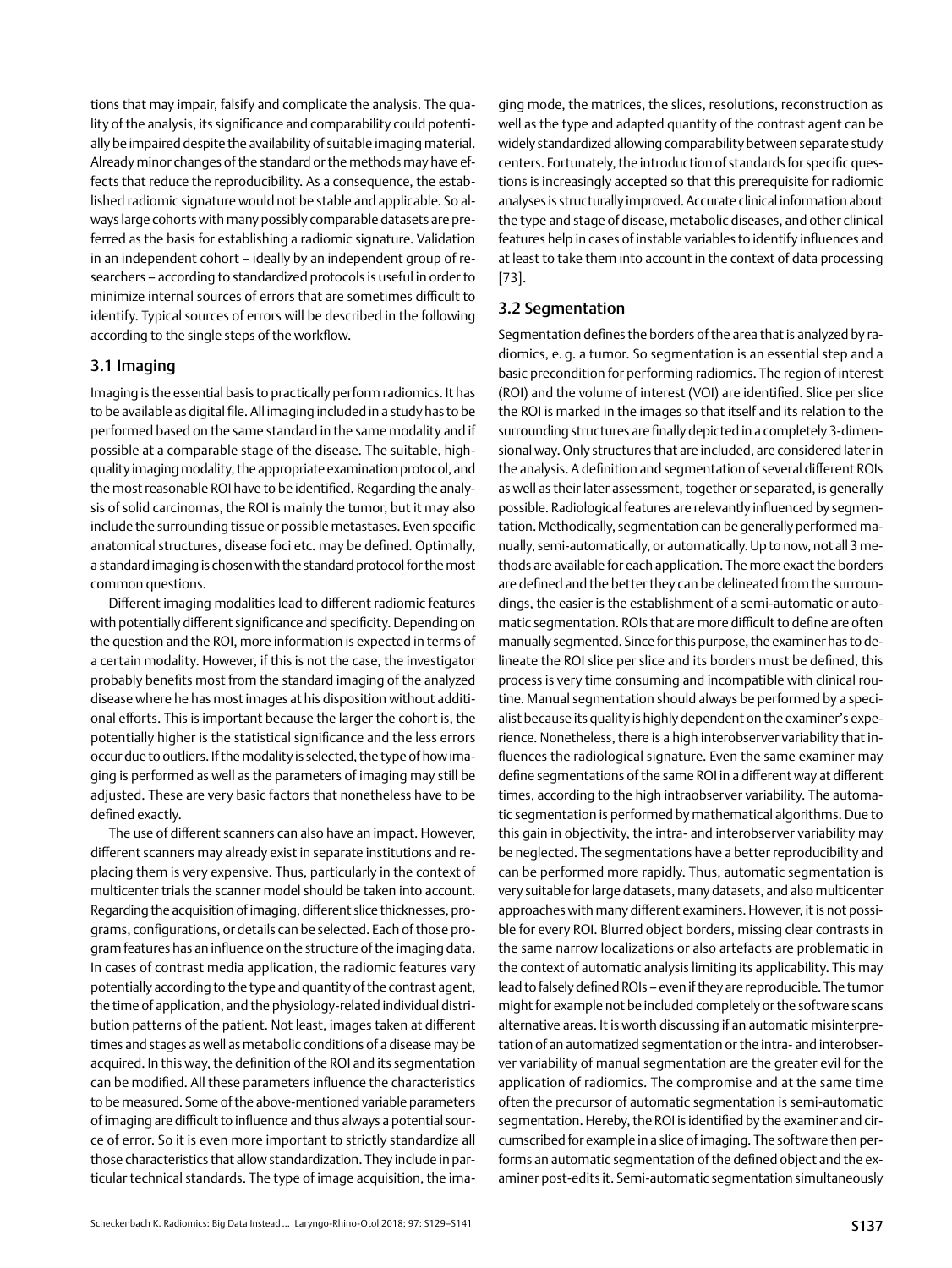tions that may impair, falsify and complicate the analysis. The quality of the analysis, its significance and comparability could potentially be impaired despite the availability of suitable imaging material. Already minor changes of the standard or the methods may have effects that reduce the reproducibility. As a consequence, the established radiomic signature would not be stable and applicable. So always large cohorts with many possibly comparable datasets are preferred as the basis for establishing a radiomic signature. Validation in an independent cohort – ideally by an independent group of researchers – according to standardized protocols is useful in order to minimize internal sources of errors that are sometimes difficult to identify. Typical sources of errors will be described in the following according to the single steps of the workflow.

## 3.1 Imaging

Imaging is the essential basis to practically perform radiomics. It has to be available as digital file. All imaging included in a study has to be performed based on the same standard in the same modality and if possible at a comparable stage of the disease. The suitable, high-quality imaging modality, the appropriate examination protocol, and the most reasonable ROI have to be identified. Regarding the analysis of solid carcinomas, the ROI is mainly the tumor, but it may also include the surrounding tissue or possible metastases. Even specific anatomical structures, disease foci etc. may be defined. Optimally, a standard imaging is chosen with the standard protocol for the most common questions.

Different imaging modalities lead to different radiomic features with potentially different significance and specificity. Depending on the question and the ROI, more information is expected in terms of a certain modality. However, if this is not the case, the investigator probably benefits most from the standard imaging of the analyzed disease where he has most images at his disposition without additional efforts. This is important because the larger the cohort is, the potentially higher is the statistical significance and the less errors occur due to outliers. If the modality is selected, the type of how imaging is performed as well as the parameters of imaging may still be adjusted. These are very basic factors that nonetheless have to be defined exactly.

The use of different scanners can also have an impact. However, different scanners may already exist in separate institutions and replacing them is very expensive. Thus, particularly in the context of multicenter trials the scanner model should be taken into account. Regarding the acquisition of imaging, different slice thicknesses, programs, configurations, or details can be selected. Each of those program features has an influence on the structure of the imaging data. In cases of contrast media application, the radiomic features vary potentially according to the type and quantity of the contrast agent, the time of application, and the physiology-related individual distribution patterns of the patient. Not least, images taken at different times and stages as well as metabolic conditions of a disease may be acquired. In this way, the definition of the ROI and its segmentation can be modified. All these parameters influence the characteristics to be measured. Some of the above-mentioned variable parameters of imaging are difficult to influence and thus always a potential source of error. So it is even more important to strictly standardize all those characteristics that allow standardization. They include in particular technical standards. The type of image acquisition, the imaging mode, the matrices, the slices, resolutions, reconstruction as well as the type and adapted quantity of the contrast agent can be widely standardized allowing comparability between separate study centers. Fortunately, the introduction of standards for specific questions is increasingly accepted so that this prerequisite for radiomic analyses is structurally improved. Accurate clinical information about the type and stage of disease, metabolic diseases, and other clinical features help in cases of instable variables to identify influences and at least to take them into account in the context of data processing [73].

## 3.2 Segmentation

Segmentation defines the borders of the area that is analyzed by radiomics, e. g. a tumor. So segmentation is an essential step and a basic precondition for performing radiomics. The region of interest (ROI) and the volume of interest (VOI) are identified. Slice per slice the ROI is marked in the images so that itself and its relation to the surrounding structures are finally depicted in a completely 3-dimensional way. Only structures that are included, are considered later in the analysis. A definition and segmentation of several different ROIs as well as their later assessment, together or separated, is generally possible. Radiological features are relevantly influenced by segmentation. Methodically, segmentation can be generally performed manually, semi-automatically, or automatically. Up to now, not all 3 methods are available for each application. The more exact the borders are defined and the better they can be delineated from the surroundings, the easier is the establishment of a semi-automatic or automatic segmentation. ROIs that are more difficult to define are often manually segmented. Since for this purpose, the examiner has to delineate the ROI slice per slice and its borders must be defined, this process is very time consuming and incompatible with clinical routine. Manual segmentation should always be performed by a specialist because its quality is highly dependent on the examiner's experience. Nonetheless, there is a high interobserver variability that influences the radiological signature. Even the same examiner may define segmentations of the same ROI in a different way at different times, according to the high intraobserver variability. The automatic segmentation is performed by mathematical algorithms. Due to this gain in objectivity, the intra- and interobserver variability may be neglected. The segmentations have a better reproducibility and can be performed more rapidly. Thus, automatic segmentation is very suitable for large datasets, many datasets, and also multicenter approaches with many different examiners. However, it is not possible for every ROI. Blurred object borders, missing clear contrasts in the same narrow localizations or also artefacts are problematic in the context of automatic analysis limiting its applicability. This may lead to falsely defined ROIs – even if they are reproducible. The tumor might for example not be included completely or the software scans alternative areas. It is worth discussing if an automatic misinterpretation of an automatized segmentation or the intra- and interobserver variability of manual segmentation are the greater evil for the application of radiomics. The compromise and at the same time often the precursor of automatic segmentation is semi-automatic segmentation. Hereby, the ROI is identified by the examiner and circumscribed for example in a slice of imaging. The software then performs an automatic segmentation of the defined object and the examiner post-edits it. Semi-automatic segmentation simultaneously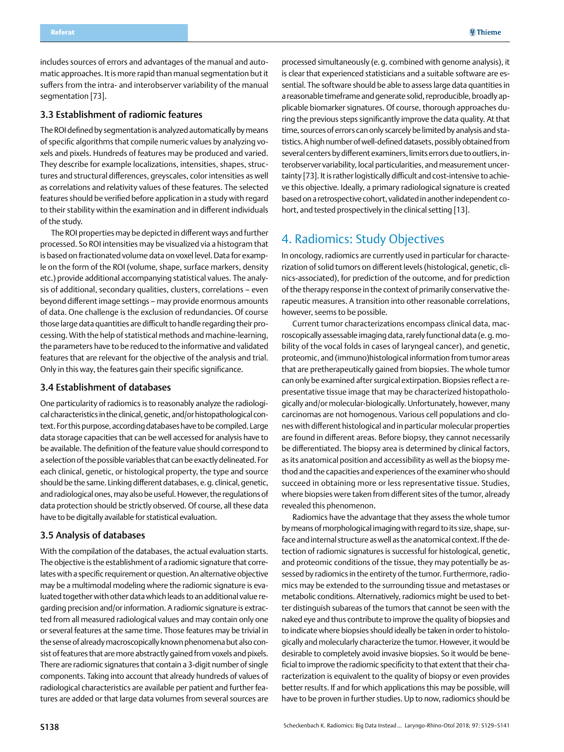includes sources of errors and advantages of the manual and automatic approaches. It is more rapid than manual segmentation but it suffers from the intra- and interobserver variability of the manual segmentation [73].

### 3.3 Establishment of radiomic features

The ROI defined by segmentation is analyzed automatically by means of specific algorithms that compile numeric values by analyzing voxels and pixels. Hundreds of features may be produced and varied. They describe for example localizations, intensities, shapes, structures and structural differences, greyscales, color intensities as well as correlations and relativity values of these features. The selected features should be verified before application in a study with regard to their stability within the examination and in different individuals of the study.

The ROI properties may be depicted in different ways and further processed. So ROI intensities may be visualized via a histogram that is based on fractionated volume data on voxel level. Data for example on the form of the ROI (volume, shape, surface markers, density etc.) provide additional accompanying statistical values. The analysis of additional, secondary qualities, clusters, correlations – even beyond different image settings – may provide enormous amounts of data. One challenge is the exclusion of redundancies. Of course those large data quantities are difficult to handle regarding their processing. With the help of statistical methods and machine-learning, the parameters have to be reduced to the informative and validated features that are relevant for the objective of the analysis and trial. Only in this way, the features gain their specific significance.

### 3.4 Establishment of databases

One particularity of radiomics is to reasonably analyze the radiological characteristics in the clinical, genetic, and/or histopathological context. For this purpose, according databases have to be compiled. Large data storage capacities that can be well accessed for analysis have to be available. The definition of the feature value should correspond to a selection of the possible variables that can be exactly delineated. For each clinical, genetic, or histological property, the type and source should be the same. Linking different databases, e. g. clinical, genetic, and radiological ones, may also be useful. However, the regulations of data protection should be strictly observed. Of course, all these data have to be digitally available for statistical evaluation.

### 3.5 Analysis of databases

With the compilation of the databases, the actual evaluation starts. The objective is the establishment of a radiomic signature that correlates with a specific requirement or question. An alternative objective may be a multimodal modeling where the radiomic signature is evaluated together with other data which leads to an additional value regarding precision and/or information. A radiomic signature is extracted from all measured radiological values and may contain only one or several features at the same time. Those features may be trivial in the sense of already macroscopically known phenomena but also consist of features that are more abstractly gained from voxels and pixels. There are radiomic signatures that contain a 3-digit number of single components. Taking into account that already hundreds of values of radiological characteristics are available per patient and further features are added or that large data volumes from several sources are processed simultaneously (e. g. combined with genome analysis), it is clear that experienced statisticians and a suitable software are essential. The software should be able to assess large data quantities in a reasonable timeframe and generate solid, reproducible, broadly applicable biomarker signatures. Of course, thorough approaches during the previous steps significantly improve the data quality. At that time, sources of errors can only scarcely be limited by analysis and statistics. A high number of well-defined datasets, possibly obtained from several centers by different examiners, limits errors due to outliers, interobserver variability, local particularities, and measurement uncertainty [73]. It is rather logistically difficult and cost-intensive to achieve this objective. Ideally, a primary radiological signature is created based on a retrospective cohort, validated in another independent cohort, and tested prospectively in the clinical setting [13].

## 4. Radiomics: Study Objectives

In oncology, radiomics are currently used in particular for characterization of solid tumors on different levels (histological, genetic, clinics-associated), for prediction of the outcome, and for prediction of the therapy response in the context of primarily conservative therapeutic measures. A transition into other reasonable correlations, however, seems to be possible.

Current tumor characterizations encompass clinical data, macroscopically assessable imaging data, rarely functional data (e. g. mobility of the vocal folds in cases of laryngeal cancer), and genetic, proteomic, and (immuno)histological information from tumor areas that are pretherapeutically gained from biopsies. The whole tumor can only be examined after surgical extirpation. Biopsies reflect a representative tissue image that may be characterized histopathologically and/or molecular-biologically. Unfortunately, however, many carcinomas are not homogenous. Various cell populations and clones with different histological and in particular molecular properties are found in different areas. Before biopsy, they cannot necessarily be differentiated. The biopsy area is determined by clinical factors, as its anatomical position and accessibility as well as the biopsy method and the capacities and experiences of the examiner who should succeed in obtaining more or less representative tissue. Studies, where biopsies were taken from different sites of the tumor, already revealed this phenomenon.

Radiomics have the advantage that they assess the whole tumor by means of morphological imaging with regard to its size, shape, surface and internal structure as well as the anatomical context. If the detection of radiomic signatures is successful for histological, genetic, and proteomic conditions of the tissue, they may potentially be assessed by radiomics in the entirety of the tumor. Furthermore, radiomics may be extended to the surrounding tissue and metastases or metabolic conditions. Alternatively, radiomics might be used to better distinguish subareas of the tumors that cannot be seen with the naked eye and thus contribute to improve the quality of biopsies and to indicate where biopsies should ideally be taken in order to histologically and molecularly characterize the tumor. However, it would be desirable to completely avoid invasive biopsies. So it would be beneficial to improve the radiomic specificity to that extent that their characterization is equivalent to the quality of biopsy or even provides better results. If and for which applications this may be possible, will have to be proven in further studies. Up to now, radiomics should be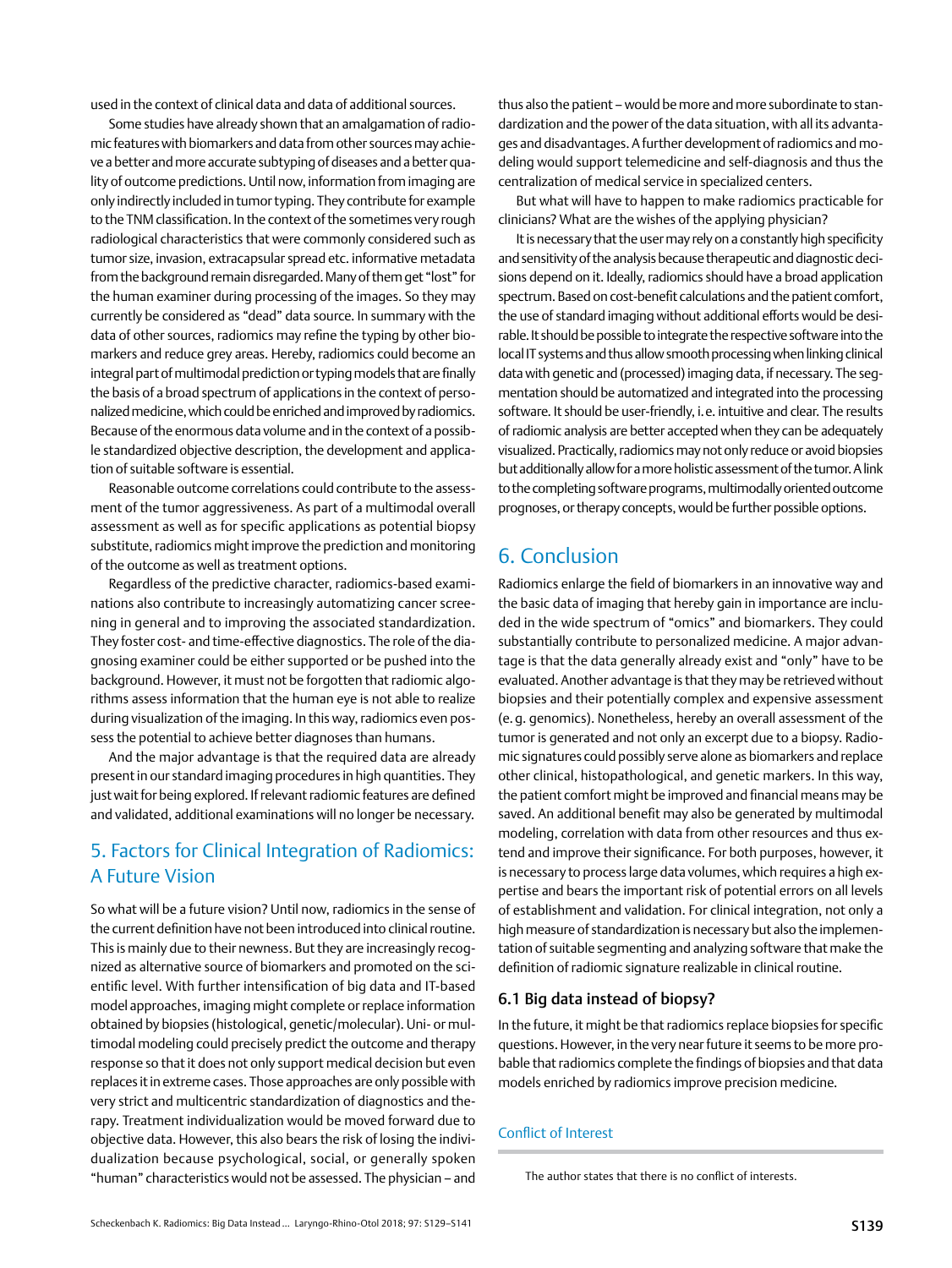used in the context of clinical data and data of additional sources.

Some studies have already shown that an amalgamation of radiomic features with biomarkers and data from other sources may achieve a better and more accurate subtyping of diseases and a better quality of outcome predictions. Until now, information from imaging are only indirectly included in tumor typing. They contribute for example to the TNM classification. In the context of the sometimes very rough radiological characteristics that were commonly considered such as tumor size, invasion, extracapsular spread etc. informative metadata from the background remain disregarded. Many of them get "lost" for the human examiner during processing of the images. So they may currently be considered as "dead" data source. In summary with the data of other sources, radiomics may refine the typing by other biomarkers and reduce grey areas. Hereby, radiomics could become an integral part of multimodal prediction or typing models that are finally the basis of a broad spectrum of applications in the context of personalized medicine, which could be enriched and improved by radiomics. Because of the enormous data volume and in the context of a possible standardized objective description, the development and application of suitable software is essential.

Reasonable outcome correlations could contribute to the assessment of the tumor aggressiveness. As part of a multimodal overall assessment as well as for specific applications as potential biopsy substitute, radiomics might improve the prediction and monitoring of the outcome as well as treatment options.

Regardless of the predictive character, radiomics-based examinations also contribute to increasingly automatizing cancer screening in general and to improving the associated standardization. They foster cost- and time-effective diagnostics. The role of the diagnosing examiner could be either supported or be pushed into the background. However, it must not be forgotten that radiomic algorithms assess information that the human eye is not able to realize during visualization of the imaging. In this way, radiomics even possess the potential to achieve better diagnoses than humans.

And the major advantage is that the required data are already present in our standard imaging procedures in high quantities. They just wait for being explored. If relevant radiomic features are defined and validated, additional examinations will no longer be necessary.

## 5. Factors for Clinical Integration of Radiomics: A Future Vision

So what will be a future vision? Until now, radiomics in the sense of the current definition have not been introduced into clinical routine. This is mainly due to their newness. But they are increasingly recognized as alternative source of biomarkers and promoted on the scientific level. With further intensification of big data and IT-based model approaches, imaging might complete or replace information obtained by biopsies (histological, genetic/molecular). Uni- or multimodal modeling could precisely predict the outcome and therapy response so that it does not only support medical decision but even replaces it in extreme cases. Those approaches are only possible with very strict and multicentric standardization of diagnostics and therapy. Treatment individualization would be moved forward due to objective data. However, this also bears the risk of losing the individualization because psychological, social, or generally spoken "human" characteristics would not be assessed. The physician – and thus also the patient – would be more and more subordinate to standardization and the power of the data situation, with all its advantages and disadvantages. A further development of radiomics and modeling would support telemedicine and self-diagnosis and thus the centralization of medical service in specialized centers.

But what will have to happen to make radiomics practicable for clinicians? What are the wishes of the applying physician?

It is necessary that the user may rely on a constantly high specificity and sensitivity of the analysis because therapeutic and diagnostic decisions depend on it. Ideally, radiomics should have a broad application spectrum. Based on cost-benefit calculations and the patient comfort, the use of standard imaging without additional efforts would be desirable. It should be possible to integrate the respective software into the local IT systems and thus allow smooth processing when linking clinical data with genetic and (processed) imaging data, if necessary. The segmentation should be automatized and integrated into the processing software. It should be user-friendly, i. e. intuitive and clear. The results of radiomic analysis are better accepted when they can be adequately visualized. Practically, radiomics may not only reduce or avoid biopsies but additionally allow for a more holistic assessment of the tumor. A link to the completing software programs, multimodally oriented outcome prognoses, or therapy concepts, would be further possible options.

## 6. Conclusion

Radiomics enlarge the field of biomarkers in an innovative way and the basic data of imaging that hereby gain in importance are included in the wide spectrum of "omics" and biomarkers. They could substantially contribute to personalized medicine. A major advantage is that the data generally already exist and "only" have to be evaluated. Another advantage is that they may be retrieved without biopsies and their potentially complex and expensive assessment (e. g. genomics). Nonetheless, hereby an overall assessment of the tumor is generated and not only an excerpt due to a biopsy. Radiomic signatures could possibly serve alone as biomarkers and replace other clinical, histopathological, and genetic markers. In this way, the patient comfort might be improved and financial means may be saved. An additional benefit may also be generated by multimodal modeling, correlation with data from other resources and thus extend and improve their significance. For both purposes, however, it is necessary to process large data volumes, which requires a high expertise and bears the important risk of potential errors on all levels of establishment and validation. For clinical integration, not only a high measure of standardization is necessary but also the implementation of suitable segmenting and analyzing software that make the definition of radiomic signature realizable in clinical routine.

### 6.1 Big data instead of biopsy?

In the future, it might be that radiomics replace biopsies for specific questions. However, in the very near future it seems to be more probable that radiomics complete the findings of biopsies and that data models enriched by radiomics improve precision medicine.

## Conflict of Interest

The author states that there is no conflict of interests.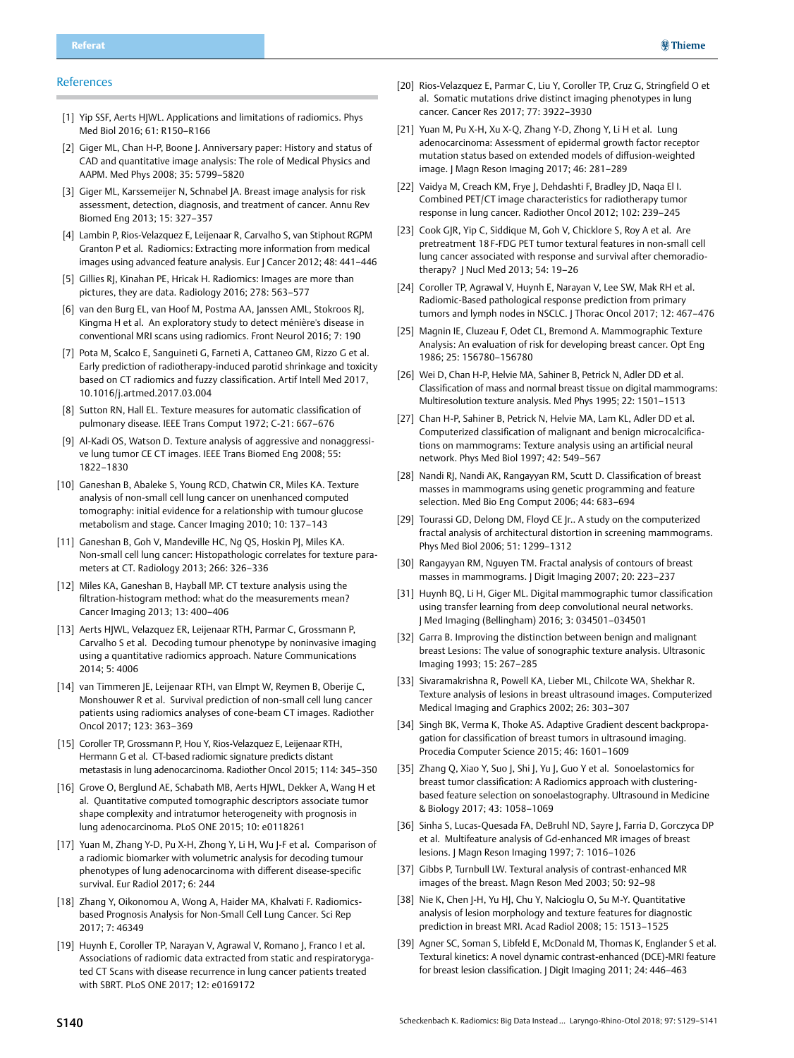## References

[1] Yip SSF, Aerts HJWL. Applications and limitations of radiomics. Phys Med Biol 2016; 61: R150–R166

[2] Giger ML, Chan H-P, Boone J. Anniversary paper: History and status of CAD and quantitative image analysis: The role of Medical Physics and AAPM. Med Phys 2008; 35: 5799–5820

[3] Giger ML, Karssemeijer N, Schnabel JA. Breast image analysis for risk assessment, detection, diagnosis, and treatment of cancer. Annu Rev Biomed Eng 2013; 15: 327–357

[4] Lambin P, Rios-Velazquez E, Leijenaar R, Carvalho S, van Stiphout RGPM Granton P et al. Radiomics: Extracting more information from medical images using advanced feature analysis. Eur J Cancer 2012; 48: 441–446

[5] Gillies RJ, Kinahan PE, Hricak H. Radiomics: Images are more than pictures, they are data. Radiology 2016; 278: 563–577

[6] van den Burg EL, van Hoof M, Postma AA, Janssen AML, Stokroos RJ, Kingma H et al. An exploratory study to detect ménière's disease in conventional MRI scans using radiomics. Front Neurol 2016; 7: 190

[7] Pota M, Scalco E, Sanguineti G, Farneti A, Cattaneo GM, Rizzo G et al. Early prediction of radiotherapy-induced parotid shrinkage and toxicity based on CT radiomics and fuzzy classification. Artif Intell Med 2017, 10.1016/j.artmed.2017.03.004

[8] Sutton RN, Hall EL. Texture measures for automatic classification of pulmonary disease. IEEE Trans Comput 1972; C-21: 667–676

[9] Al-Kadi OS, Watson D. Texture analysis of aggressive and nonaggressive lung tumor CE CT images. IEEE Trans Biomed Eng 2008; 55: 1822–1830

[10] Ganeshan B, Abaleke S, Young RCD, Chatwin CR, Miles KA. Texture analysis of non-small cell lung cancer on unenhanced computed tomography: initial evidence for a relationship with tumour glucose metabolism and stage. Cancer Imaging 2010; 10: 137–143

[11] Ganeshan B, Goh V, Mandeville HC, Ng QS, Hoskin PJ, Miles KA. Non-small cell lung cancer: Histopathologic correlates for texture parameters at CT. Radiology 2013; 266: 326–336

[12] Miles KA, Ganeshan B, Hayball MP. CT texture analysis using the filtration-histogram method: what do the measurements mean? Cancer Imaging 2013; 13: 400–406

[13] Aerts HJWL, Velazquez ER, Leijenaar RTH, Parmar C, Grossmann P, Carvalho S et al. Decoding tumour phenotype by noninvasive imaging using a quantitative radiomics approach. Nature Communications 2014; 5: 4006

[14] van Timmeren JE, Leijenaar RTH, van Elmpt W, Reymen B, Oberije C, Monshouwer R et al. Survival prediction of non-small cell lung cancer patients using radiomics analyses of cone-beam CT images. Radiother Oncol 2017; 123: 363–369

[15] Coroller TP, Grossmann P, Hou Y, Rios-Velazquez E, Leijenaar RTH, Hermann G et al. CT-based radiomic signature predicts distant metastasis in lung adenocarcinoma. Radiother Oncol 2015; 114: 345–350

[16] Grove O, Berglund AE, Schabath MB, Aerts HJWL, Dekker A, Wang H et al. Quantitative computed tomographic descriptors associate tumor shape complexity and intratumor heterogeneity with prognosis in lung adenocarcinoma. PLoS ONE 2015; 10: e0118261

[17] Yuan M, Zhang Y-D, Pu X-H, Zhong Y, Li H, Wu J-F et al. Comparison of a radiomic biomarker with volumetric analysis for decoding tumour phenotypes of lung adenocarcinoma with different disease-specific survival. Eur Radiol 2017; 6: 244

[18] Zhang Y, Oikonomou A, Wong A, Haider MA, Khalvati F. Radiomics-based Prognosis Analysis for Non-Small Cell Lung Cancer. Sci Rep 2017; 7: 46349

[19] Huynh E, Coroller TP, Narayan V, Agrawal V, Romano J, Franco I et al. Associations of radiomic data extracted from static and respiratorygated CT Scans with disease recurrence in lung cancer patients treated with SBRT. PLoS ONE 2017; 12: e0169172

[20] Rios-Velazquez E, Parmar C, Liu Y, Coroller TP, Cruz G, Stringfield O et al. Somatic mutations drive distinct imaging phenotypes in lung cancer. Cancer Res 2017; 77: 3922–3930

[21] Yuan M, Pu X-H, Xu X-Q, Zhang Y-D, Zhong Y, Li H et al. Lung adenocarcinoma: Assessment of epidermal growth factor receptor mutation status based on extended models of diffusion-weighted image. J Magn Reson Imaging 2017; 46: 281–289

[22] Vaidya M, Creach KM, Frye J, Dehdashti F, Bradley JD, Naqa El I. Combined PET/CT image characteristics for radiotherapy tumor response in lung cancer. Radiother Oncol 2012; 102: 239–245

[23] Cook GJR, Yip C, Siddique M, Goh V, Chicklore S, Roy A et al. Are pretreatment 18 F-FDG PET tumor textural features in non-small cell lung cancer associated with response and survival after chemoradiotherapy? J Nucl Med 2013; 54: 19–26

[24] Coroller TP, Agrawal V, Huynh E, Narayan V, Lee SW, Mak RH et al. Radiomic-Based pathological response prediction from primary tumors and lymph nodes in NSCLC. J Thorac Oncol 2017; 12: 467–476

[25] Magnin IE, Cluzeau F, Odet CL, Bremond A. Mammographic Texture Analysis: An evaluation of risk for developing breast cancer. Opt Eng 1986; 25: 156780–156780

[26] Wei D, Chan H-P, Helvie MA, Sahiner B, Petrick N, Adler DD et al. Classification of mass and normal breast tissue on digital mammograms: Multiresolution texture analysis. Med Phys 1995; 22: 1501–1513

[27] Chan H-P, Sahiner B, Petrick N, Helvie MA, Lam KL, Adler DD et al. Computerized classification of malignant and benign microcalcifications on mammograms: Texture analysis using an artificial neural network. Phys Med Biol 1997; 42: 549–567

[28] Nandi RJ, Nandi AK, Rangayyan RM, Scutt D. Classification of breast masses in mammograms using genetic programming and feature selection. Med Bio Eng Comput 2006; 44: 683–694

[29] Tourassi GD, Delong DM, Floyd CE Jr.. A study on the computerized fractal analysis of architectural distortion in screening mammograms. Phys Med Biol 2006; 51: 1299–1312

[30] Rangayyan RM, Nguyen TM. Fractal analysis of contours of breast masses in mammograms. J Digit Imaging 2007; 20: 223–237

[31] Huynh BQ, Li H, Giger ML. Digital mammographic tumor classification using transfer learning from deep convolutional neural networks. J Med Imaging (Bellingham) 2016; 3: 034501–034501

[32] Garra B. Improving the distinction between benign and malignant breast Lesions: The value of sonographic texture analysis. Ultrasonic Imaging 1993; 15: 267–285

[33] Sivaramakrishna R, Powell KA, Lieber ML, Chilcote WA, Shekhar R. Texture analysis of lesions in breast ultrasound images. Computerized Medical Imaging and Graphics 2002; 26: 303–307

[34] Singh BK, Verma K, Thoke AS. Adaptive Gradient descent backpropagation for classification of breast tumors in ultrasound imaging. Procedia Computer Science 2015; 46: 1601–1609

[35] Zhang Q, Xiao Y, Suo J, Shi J, Yu J, Guo Y et al. Sonoelastomics for breast tumor classification: A Radiomics approach with clustering-based feature selection on sonoelastography. Ultrasound in Medicine & Biology 2017; 43: 1058–1069

[36] Sinha S, Lucas-Quesada FA, DeBruhl ND, Sayre J, Farria D, Gorczyca DP et al. Multifeature analysis of Gd-enhanced MR images of breast lesions. J Magn Reson Imaging 1997; 7: 1016–1026

[37] Gibbs P, Turnbull LW. Textural analysis of contrast-enhanced MR images of the breast. Magn Reson Med 2003; 50: 92–98

[38] Nie K, Chen J-H, Yu HJ, Chu Y, Nalcioglu O, Su M-Y. Quantitative analysis of lesion morphology and texture features for diagnostic prediction in breast MRI. Acad Radiol 2008; 15: 1513–1525

[39] Agner SC, Soman S, Libfeld E, McDonald M, Thomas K, Englander S et al. Textural kinetics: A novel dynamic contrast-enhanced (DCE)-MRI feature for breast lesion classification. J Digit Imaging 2011; 24: 446–463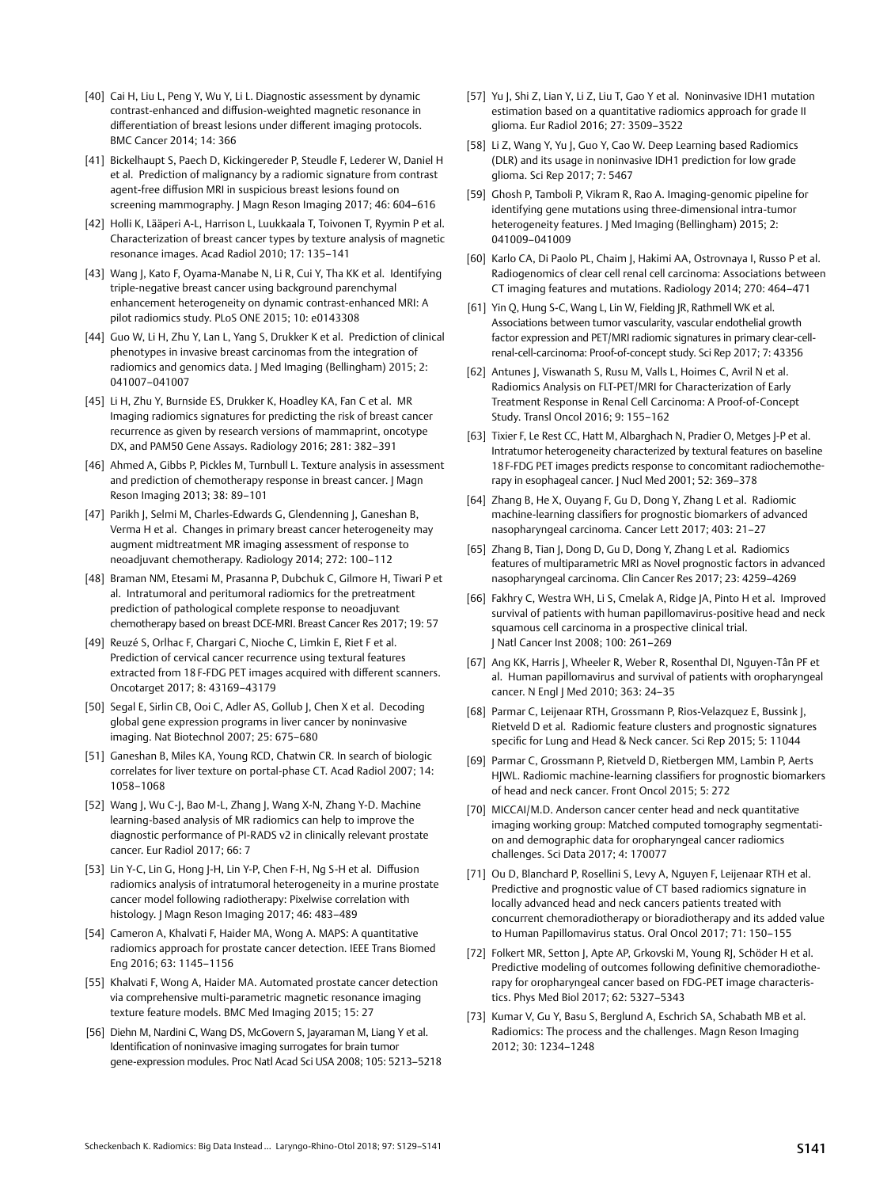[40] Cai H, Liu L, Peng Y, Wu Y, Li L. Diagnostic assessment by dynamic contrast-enhanced and diffusion-weighted magnetic resonance in differentiation of breast lesions under different imaging protocols. BMC Cancer 2014; 14: 366

[41] Bickelhaupt S, Paech D, Kickingereder P, Steudle F, Lederer W, Daniel H et al. Prediction of malignancy by a radiomic signature from contrast agent-free diffusion MRI in suspicious breast lesions found on screening mammography. J Magn Reson Imaging 2017; 46: 604–616

[42] Holli K, Lääperi A-L, Harrison L, Luukkaala T, Toivonen T, Ryymin P et al. Characterization of breast cancer types by texture analysis of magnetic resonance images. Acad Radiol 2010; 17: 135–141

[43] Wang J, Kato F, Oyama-Manabe N, Li R, Cui Y, Tha KK et al. Identifying triple-negative breast cancer using background parenchymal enhancement heterogeneity on dynamic contrast-enhanced MRI: A pilot radiomics study. PLoS ONE 2015; 10: e0143308

[44] Guo W, Li H, Zhu Y, Lan L, Yang S, Drukker K et al. Prediction of clinical phenotypes in invasive breast carcinomas from the integration of radiomics and genomics data. J Med Imaging (Bellingham) 2015; 2: 041007–041007

[45] Li H, Zhu Y, Burnside ES, Drukker K, Hoadley KA, Fan C et al. MR Imaging radiomics signatures for predicting the risk of breast cancer recurrence as given by research versions of mammaprint, oncotype DX, and PAM50 Gene Assays. Radiology 2016; 281: 382–391

[46] Ahmed A, Gibbs P, Pickles M, Turnbull L. Texture analysis in assessment and prediction of chemotherapy response in breast cancer. J Magn Reson Imaging 2013; 38: 89–101

[47] Parikh J, Selmi M, Charles-Edwards G, Glendenning J, Ganeshan B, Verma H et al. Changes in primary breast cancer heterogeneity may augment midtreatment MR imaging assessment of response to neoadjuvant chemotherapy. Radiology 2014; 272: 100–112

[48] Braman NM, Etesami M, Prasanna P, Dubchuk C, Gilmore H, Tiwari P et al. Intratumoral and peritumoral radiomics for the pretreatment prediction of pathological complete response to neoadjuvant chemotherapy based on breast DCE-MRI. Breast Cancer Res 2017; 19: 57

[49] Reuzé S, Orlhac F, Chargari C, Nioche C, Limkin E, Riet F et al. Prediction of cervical cancer recurrence using textural features extracted from 18 F-FDG PET images acquired with different scanners. Oncotarget 2017; 8: 43169–43179

[50] Segal E, Sirlin CB, Ooi C, Adler AS, Gollub J, Chen X et al. Decoding global gene expression programs in liver cancer by noninvasive imaging. Nat Biotechnol 2007; 25: 675–680

[51] Ganeshan B, Miles KA, Young RCD, Chatwin CR. In search of biologic correlates for liver texture on portal-phase CT. Acad Radiol 2007; 14: 1058–1068

[52] Wang J, Wu C-J, Bao M-L, Zhang J, Wang X-N, Zhang Y-D. Machine learning-based analysis of MR radiomics can help to improve the diagnostic performance of PI-RADS v2 in clinically relevant prostate cancer. Eur Radiol 2017; 66: 7

[53] Lin Y-C, Lin G, Hong J-H, Lin Y-P, Chen F-H, Ng S-H et al. Diffusion radiomics analysis of intratumoral heterogeneity in a murine prostate cancer model following radiotherapy: Pixelwise correlation with histology. J Magn Reson Imaging 2017; 46: 483–489

[54] Cameron A, Khalvati F, Haider MA, Wong A. MAPS: A quantitative radiomics approach for prostate cancer detection. IEEE Trans Biomed Eng 2016; 63: 1145–1156

[55] Khalvati F, Wong A, Haider MA. Automated prostate cancer detection via comprehensive multi-parametric magnetic resonance imaging texture feature models. BMC Med Imaging 2015; 15: 27

[56] Diehn M, Nardini C, Wang DS, McGovern S, Jayaraman M, Liang Y et al. Identification of noninvasive imaging surrogates for brain tumor gene-expression modules. Proc Natl Acad Sci USA 2008; 105: 5213–5218

[57] Yu J, Shi Z, Lian Y, Li Z, Liu T, Gao Y et al. Noninvasive IDH1 mutation estimation based on a quantitative radiomics approach for grade II glioma. Eur Radiol 2016; 27: 3509–3522

[58] Li Z, Wang Y, Yu J, Guo Y, Cao W. Deep Learning based Radiomics (DLR) and its usage in noninvasive IDH1 prediction for low grade glioma. Sci Rep 2017; 7: 5467

[59] Ghosh P, Tamboli P, Vikram R, Rao A. Imaging-genomic pipeline for identifying gene mutations using three-dimensional intra-tumor heterogeneity features. J Med Imaging (Bellingham) 2015; 2: 041009–041009

[60] Karlo CA, Di Paolo PL, Chaim J, Hakimi AA, Ostrovnaya I, Russo P et al. Radiogenomics of clear cell renal cell carcinoma: Associations between CT imaging features and mutations. Radiology 2014; 270: 464–471

[61] Yin Q, Hung S-C, Wang L, Lin W, Fielding JR, Rathmell WK et al. Associations between tumor vascularity, vascular endothelial growth factor expression and PET/MRI radiomic signatures in primary clear-cell-renal-cell-carcinoma: Proof-of-concept study. Sci Rep 2017; 7: 43356

[62] Antunes J, Viswanath S, Rusu M, Valls L, Hoimes C, Avril N et al. Radiomics Analysis on FLT-PET/MRI for Characterization of Early Treatment Response in Renal Cell Carcinoma: A Proof-of-Concept Study. Transl Oncol 2016; 9: 155–162

[63] Tixier F, Le Rest CC, Hatt M, Albarghach N, Pradier O, Metges J-P et al. Intratumor heterogeneity characterized by textural features on baseline 18 F-FDG PET images predicts response to concomitant radiochemotherapy in esophageal cancer. J Nucl Med 2001; 52: 369–378

[64] Zhang B, He X, Ouyang F, Gu D, Dong Y, Zhang L et al. Radiomic machine-learning classifiers for prognostic biomarkers of advanced nasopharyngeal carcinoma. Cancer Lett 2017; 403: 21–27

[65] Zhang B, Tian J, Dong D, Gu D, Dong Y, Zhang L et al. Radiomics features of multiparametric MRI as Novel prognostic factors in advanced nasopharyngeal carcinoma. Clin Cancer Res 2017; 23: 4259–4269

[66] Fakhry C, Westra WH, Li S, Cmelak A, Ridge JA, Pinto H et al. Improved survival of patients with human papillomavirus-positive head and neck squamous cell carcinoma in a prospective clinical trial. J Natl Cancer Inst 2008; 100: 261–269

[67] Ang KK, Harris J, Wheeler R, Weber R, Rosenthal DI, Nguyen-Tân PF et al. Human papillomavirus and survival of patients with oropharyngeal cancer. N Engl J Med 2010; 363: 24–35

[68] Parmar C, Leijenaar RTH, Grossmann P, Rios-Velazquez E, Bussink J, Rietveld D et al. Radiomic feature clusters and prognostic signatures specific for Lung and Head & Neck cancer. Sci Rep 2015; 5: 11044

[69] Parmar C, Grossmann P, Rietveld D, Rietbergen MM, Lambin P, Aerts HJWL. Radiomic machine-learning classifiers for prognostic biomarkers of head and neck cancer. Front Oncol 2015; 5: 272

[70] MICCAI/M.D. Anderson cancer center head and neck quantitative imaging working group: Matched computed tomography segmentation and demographic data for oropharyngeal cancer radiomics challenges. Sci Data 2017; 4: 170077

[71] Ou D, Blanchard P, Rosellini S, Levy A, Nguyen F, Leijenaar RTH et al. Predictive and prognostic value of CT based radiomics signature in locally advanced head and neck cancers patients treated with concurrent chemoradiotherapy or bioradiotherapy and its added value to Human Papillomavirus status. Oral Oncol 2017; 71: 150–155

[72] Folkert MR, Setton J, Apte AP, Grkovski M, Young RJ, Schöder H et al. Predictive modeling of outcomes following definitive chemoradiotherapy for oropharyngeal cancer based on FDG-PET image characteristics. Phys Med Biol 2017; 62: 5327–5343

[73] Kumar V, Gu Y, Basu S, Berglund A, Eschrich SA, Schabath MB et al. Radiomics: The process and the challenges. Magn Reson Imaging 2012; 30: 1234–1248